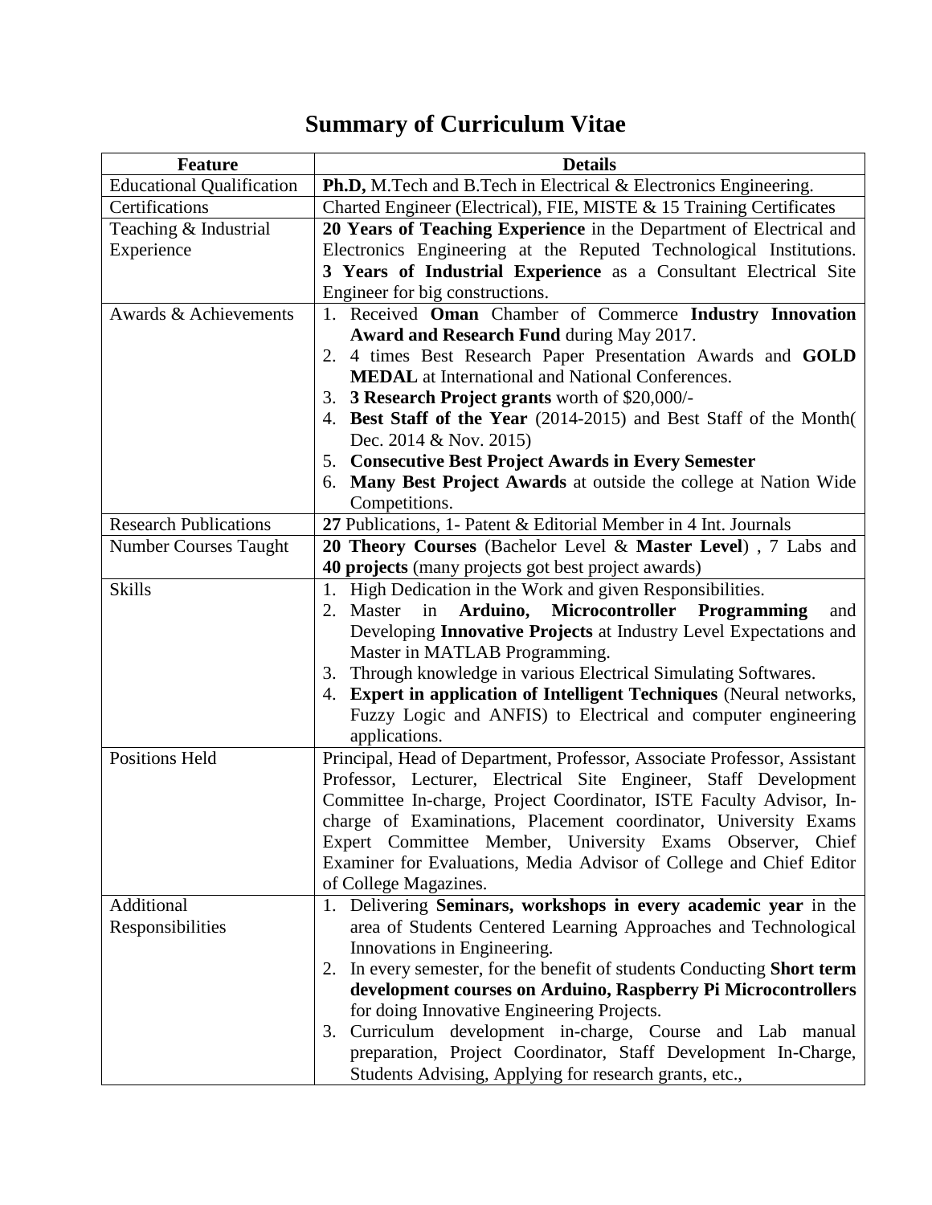# Summary of Curriculum Vitae

| Feature | Details |
|---|---|
| Educational Qualification | **Ph.D,** M.Tech and B.Tech in Electrical & Electronics Engineering. |
| Certifications | Charted Engineer (Electrical), FIE, MISTE & 15 Training Certificates |
| Teaching & Industrial Experience | **20 Years of Teaching Experience** in the Department of Electrical and Electronics Engineering at the Reputed Technological Institutions. **3 Years of Industrial Experience** as a Consultant Electrical Site Engineer for big constructions. |
| Awards & Achievements | 1. Received **Oman** Chamber of Commerce **Industry Innovation Award and Research Fund** during May 2017.<br>2. 4 times Best Research Paper Presentation Awards and **GOLD MEDAL** at International and National Conferences.<br>3. **3 Research Project grants** worth of $20,000/-<br>4. **Best Staff of the Year** (2014-2015) and Best Staff of the Month( Dec. 2014 & Nov. 2015)<br>5. **Consecutive Best Project Awards in Every Semester**<br>6. **Many Best Project Awards** at outside the college at Nation Wide Competitions. |
| Research Publications | **27** Publications, 1- Patent & Editorial Member in 4 Int. Journals |
| Number Courses Taught | **20 Theory Courses** (Bachelor Level & **Master Level**) , 7 Labs and **40 projects** (many projects got best project awards) |
| Skills | 1. High Dedication in the Work and given Responsibilities.<br>2. Master in **Arduino, Microcontroller Programming** and Developing **Innovative Projects** at Industry Level Expectations and Master in MATLAB Programming.<br>3. Through knowledge in various Electrical Simulating Softwares.<br>4. **Expert in application of Intelligent Techniques** (Neural networks, Fuzzy Logic and ANFIS) to Electrical and computer engineering applications. |
| Positions Held | Principal, Head of Department, Professor, Associate Professor, Assistant Professor, Lecturer, Electrical Site Engineer, Staff Development Committee In-charge, Project Coordinator, ISTE Faculty Advisor, In-charge of Examinations, Placement coordinator, University Exams Expert Committee Member, University Exams Observer, Chief Examiner for Evaluations, Media Advisor of College and Chief Editor of College Magazines. |
| Additional Responsibilities | 1. Delivering **Seminars, workshops in every academic year** in the area of Students Centered Learning Approaches and Technological Innovations in Engineering.<br>2. In every semester, for the benefit of students Conducting **Short term development courses on Arduino, Raspberry Pi Microcontrollers** for doing Innovative Engineering Projects.<br>3. Curriculum development in-charge, Course and Lab manual preparation, Project Coordinator, Staff Development In-Charge, Students Advising, Applying for research grants, etc., |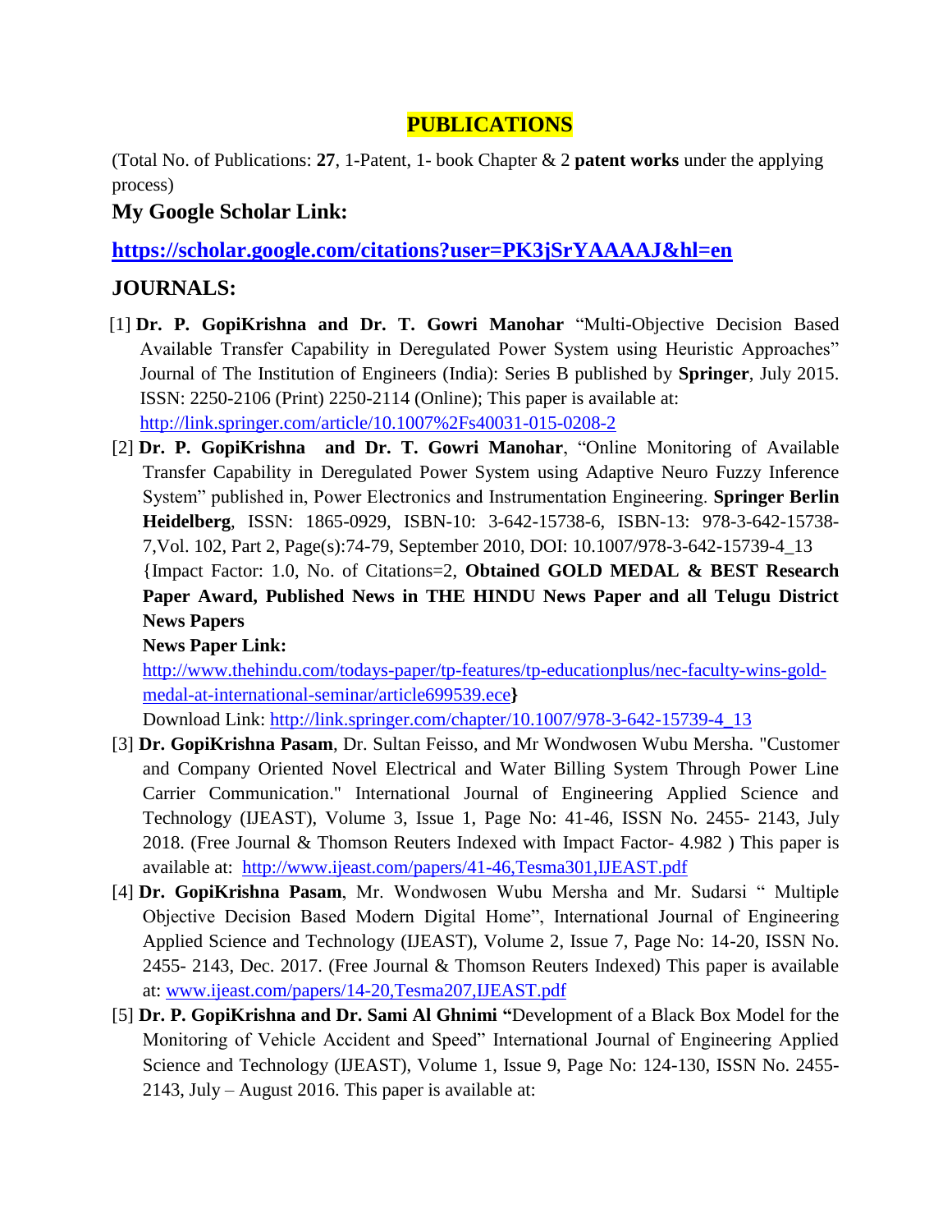# PUBLICATIONS

(Total No. of Publications: **27**, 1-Patent, 1- book Chapter & 2 **patent works** under the applying process)

## My Google Scholar Link:

## https://scholar.google.com/citations?user=PK3jSrYAAAAJ&hl=en

## JOURNALS:

[1] **Dr. P. GopiKrishna and Dr. T. Gowri Manohar** "Multi-Objective Decision Based Available Transfer Capability in Deregulated Power System using Heuristic Approaches" Journal of The Institution of Engineers (India): Series B published by **Springer**, July 2015. ISSN: 2250-2106 (Print) 2250-2114 (Online); This paper is available at: http://link.springer.com/article/10.1007%2Fs40031-015-0208-2

[2] **Dr. P. GopiKrishna and Dr. T. Gowri Manohar**, "Online Monitoring of Available Transfer Capability in Deregulated Power System using Adaptive Neuro Fuzzy Inference System" published in, Power Electronics and Instrumentation Engineering. **Springer Berlin Heidelberg**, ISSN: 1865-0929, ISBN-10: 3-642-15738-6, ISBN-13: 978-3-642-15738-7,Vol. 102, Part 2, Page(s):74-79, September 2010, DOI: 10.1007/978-3-642-15739-4_13 {Impact Factor: 1.0, No. of Citations=2, **Obtained GOLD MEDAL & BEST Research Paper Award, Published News in THE HINDU News Paper and all Telugu District News Papers**

**News Paper Link:**

http://www.thehindu.com/todays-paper/tp-features/tp-educationplus/nec-faculty-wins-gold-medal-at-international-seminar/article699539.ece**}**

Download Link: http://link.springer.com/chapter/10.1007/978-3-642-15739-4_13

[3] **Dr. GopiKrishna Pasam**, Dr. Sultan Feisso, and Mr Wondwosen Wubu Mersha. "Customer and Company Oriented Novel Electrical and Water Billing System Through Power Line Carrier Communication." International Journal of Engineering Applied Science and Technology (IJEAST), Volume 3, Issue 1, Page No: 41-46, ISSN No. 2455- 2143, July 2018. (Free Journal & Thomson Reuters Indexed with Impact Factor- 4.982 ) This paper is available at: http://www.ijeast.com/papers/41-46,Tesma301,IJEAST.pdf

[4] **Dr. GopiKrishna Pasam**, Mr. Wondwosen Wubu Mersha and Mr. Sudarsi " Multiple Objective Decision Based Modern Digital Home", International Journal of Engineering Applied Science and Technology (IJEAST), Volume 2, Issue 7, Page No: 14-20, ISSN No. 2455- 2143, Dec. 2017. (Free Journal & Thomson Reuters Indexed) This paper is available at: www.ijeast.com/papers/14-20,Tesma207,IJEAST.pdf

[5] **Dr. P. GopiKrishna and Dr. Sami Al Ghnimi "**Development of a Black Box Model for the Monitoring of Vehicle Accident and Speed" International Journal of Engineering Applied Science and Technology (IJEAST), Volume 1, Issue 9, Page No: 124-130, ISSN No. 2455-2143, July – August 2016. This paper is available at: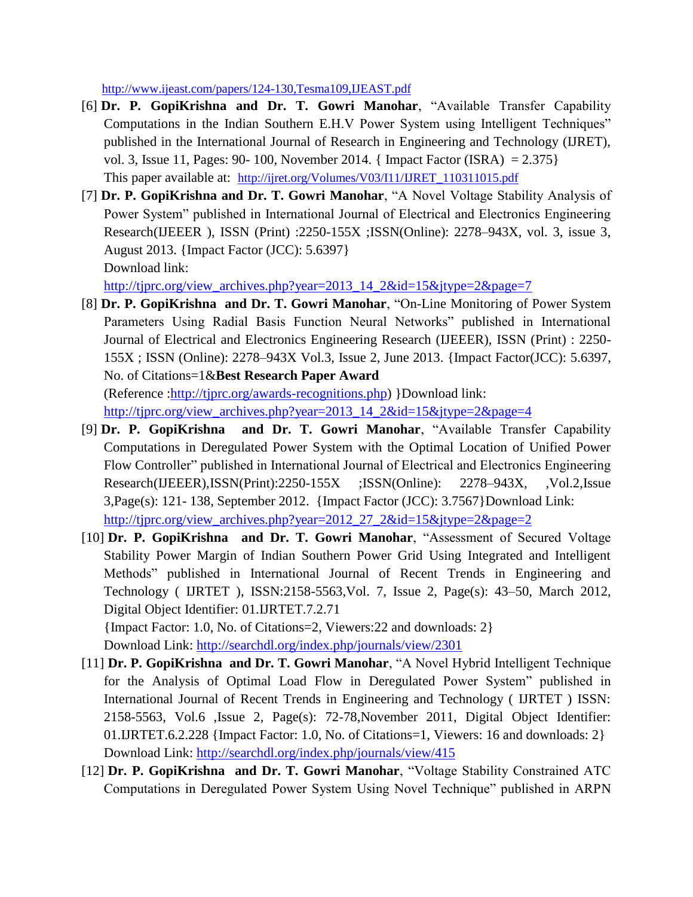http://www.ijeast.com/papers/124-130,Tesma109,IJEAST.pdf

[6] **Dr. P. GopiKrishna and Dr. T. Gowri Manohar**, "Available Transfer Capability Computations in the Indian Southern E.H.V Power System using Intelligent Techniques" published in the International Journal of Research in Engineering and Technology (IJRET), vol. 3, Issue 11, Pages: 90- 100, November 2014. { Impact Factor (ISRA) = 2.375}
This paper available at: http://ijret.org/Volumes/V03/I11/IJRET_110311015.pdf

[7] **Dr. P. GopiKrishna and Dr. T. Gowri Manohar**, "A Novel Voltage Stability Analysis of Power System" published in International Journal of Electrical and Electronics Engineering Research(IJEEER ), ISSN (Print) :2250-155X ;ISSN(Online): 2278–943X, vol. 3, issue 3, August 2013. {Impact Factor (JCC): 5.6397}
Download link:
http://tjprc.org/view_archives.php?year=2013_14_2&id=15&jtype=2&page=7

[8] **Dr. P. GopiKrishna and Dr. T. Gowri Manohar**, "On-Line Monitoring of Power System Parameters Using Radial Basis Function Neural Networks" published in International Journal of Electrical and Electronics Engineering Research (IJEEER), ISSN (Print) : 2250-155X ; ISSN (Online): 2278–943X Vol.3, Issue 2, June 2013. {Impact Factor(JCC): 5.6397, No. of Citations=1&**Best Research Paper Award**
(Reference :http://tjprc.org/awards-recognitions.php) }Download link:
http://tjprc.org/view_archives.php?year=2013_14_2&id=15&jtype=2&page=4

[9] **Dr. P. GopiKrishna and Dr. T. Gowri Manohar**, "Available Transfer Capability Computations in Deregulated Power System with the Optimal Location of Unified Power Flow Controller" published in International Journal of Electrical and Electronics Engineering Research(IJEEER),ISSN(Print):2250-155X ;ISSN(Online): 2278–943X, ,Vol.2,Issue 3,Page(s): 121- 138, September 2012. {Impact Factor (JCC): 3.7567}Download Link:
http://tjprc.org/view_archives.php?year=2012_27_2&id=15&jtype=2&page=2

[10] **Dr. P. GopiKrishna and Dr. T. Gowri Manohar**, "Assessment of Secured Voltage Stability Power Margin of Indian Southern Power Grid Using Integrated and Intelligent Methods" published in International Journal of Recent Trends in Engineering and Technology ( IJRTET ), ISSN:2158-5563,Vol. 7, Issue 2, Page(s): 43–50, March 2012, Digital Object Identifier: 01.IJRTET.7.2.71
{Impact Factor: 1.0, No. of Citations=2, Viewers:22 and downloads: 2}
Download Link: http://searchdl.org/index.php/journals/view/2301

[11] **Dr. P. GopiKrishna and Dr. T. Gowri Manohar**, "A Novel Hybrid Intelligent Technique for the Analysis of Optimal Load Flow in Deregulated Power System" published in International Journal of Recent Trends in Engineering and Technology ( IJRTET ) ISSN: 2158-5563, Vol.6 ,Issue 2, Page(s): 72-78,November 2011, Digital Object Identifier: 01.IJRTET.6.2.228 {Impact Factor: 1.0, No. of Citations=1, Viewers: 16 and downloads: 2}
Download Link: http://searchdl.org/index.php/journals/view/415

[12] **Dr. P. GopiKrishna and Dr. T. Gowri Manohar**, "Voltage Stability Constrained ATC Computations in Deregulated Power System Using Novel Technique" published in ARPN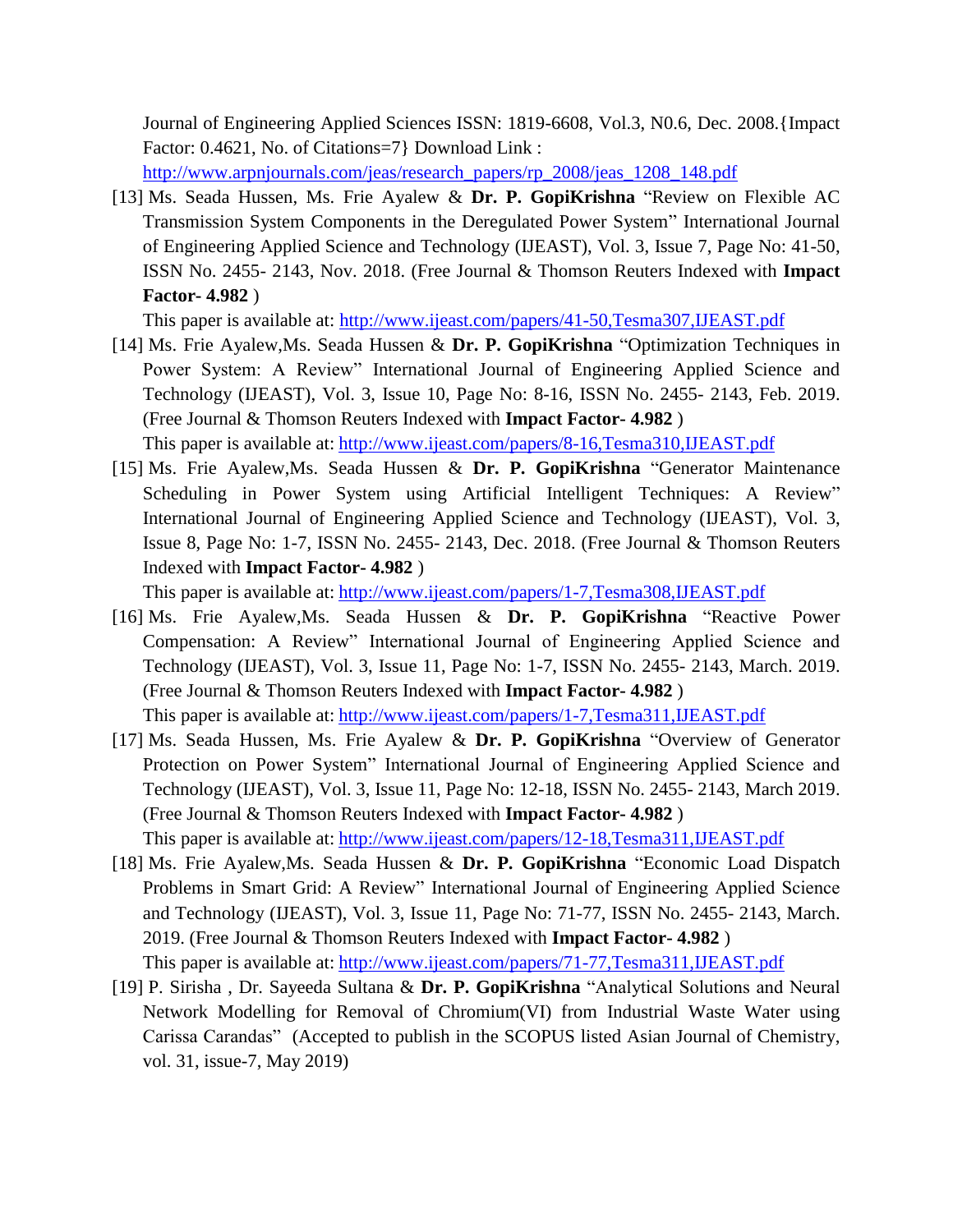Journal of Engineering Applied Sciences ISSN: 1819-6608, Vol.3, N0.6, Dec. 2008.{Impact Factor: 0.4621, No. of Citations=7} Download Link : [http://www.arpnjournals.com/jeas/research_papers/rp_2008/jeas_1208_148.pdf](http://www.arpnjournals.com/jeas/research_papers/rp_2008/jeas_1208_148.pdf)

[13] Ms. Seada Hussen, Ms. Frie Ayalew & **Dr. P. GopiKrishna** "Review on Flexible AC Transmission System Components in the Deregulated Power System" International Journal of Engineering Applied Science and Technology (IJEAST), Vol. 3, Issue 7, Page No: 41-50, ISSN No. 2455- 2143, Nov. 2018. (Free Journal & Thomson Reuters Indexed with **Impact Factor- 4.982** )
This paper is available at: [http://www.ijeast.com/papers/41-50,Tesma307,IJEAST.pdf](http://www.ijeast.com/papers/41-50,Tesma307,IJEAST.pdf)

[14] Ms. Frie Ayalew,Ms. Seada Hussen & **Dr. P. GopiKrishna** "Optimization Techniques in Power System: A Review" International Journal of Engineering Applied Science and Technology (IJEAST), Vol. 3, Issue 10, Page No: 8-16, ISSN No. 2455- 2143, Feb. 2019. (Free Journal & Thomson Reuters Indexed with **Impact Factor- 4.982** )
This paper is available at: [http://www.ijeast.com/papers/8-16,Tesma310,IJEAST.pdf](http://www.ijeast.com/papers/8-16,Tesma310,IJEAST.pdf)

[15] Ms. Frie Ayalew,Ms. Seada Hussen & **Dr. P. GopiKrishna** "Generator Maintenance Scheduling in Power System using Artificial Intelligent Techniques: A Review" International Journal of Engineering Applied Science and Technology (IJEAST), Vol. 3, Issue 8, Page No: 1-7, ISSN No. 2455- 2143, Dec. 2018. (Free Journal & Thomson Reuters Indexed with **Impact Factor- 4.982** )
This paper is available at: [http://www.ijeast.com/papers/1-7,Tesma308,IJEAST.pdf](http://www.ijeast.com/papers/1-7,Tesma308,IJEAST.pdf)

[16] Ms. Frie Ayalew,Ms. Seada Hussen & **Dr. P. GopiKrishna** "Reactive Power Compensation: A Review" International Journal of Engineering Applied Science and Technology (IJEAST), Vol. 3, Issue 11, Page No: 1-7, ISSN No. 2455- 2143, March. 2019. (Free Journal & Thomson Reuters Indexed with **Impact Factor- 4.982** )
This paper is available at: [http://www.ijeast.com/papers/1-7,Tesma311,IJEAST.pdf](http://www.ijeast.com/papers/1-7,Tesma311,IJEAST.pdf)

[17] Ms. Seada Hussen, Ms. Frie Ayalew & **Dr. P. GopiKrishna** "Overview of Generator Protection on Power System" International Journal of Engineering Applied Science and Technology (IJEAST), Vol. 3, Issue 11, Page No: 12-18, ISSN No. 2455- 2143, March 2019. (Free Journal & Thomson Reuters Indexed with **Impact Factor- 4.982** )
This paper is available at: [http://www.ijeast.com/papers/12-18,Tesma311,IJEAST.pdf](http://www.ijeast.com/papers/12-18,Tesma311,IJEAST.pdf)

[18] Ms. Frie Ayalew,Ms. Seada Hussen & **Dr. P. GopiKrishna** "Economic Load Dispatch Problems in Smart Grid: A Review" International Journal of Engineering Applied Science and Technology (IJEAST), Vol. 3, Issue 11, Page No: 71-77, ISSN No. 2455- 2143, March. 2019. (Free Journal & Thomson Reuters Indexed with **Impact Factor- 4.982** )
This paper is available at: [http://www.ijeast.com/papers/71-77,Tesma311,IJEAST.pdf](http://www.ijeast.com/papers/71-77,Tesma311,IJEAST.pdf)

[19] P. Sirisha , Dr. Sayeeda Sultana & **Dr. P. GopiKrishna** "Analytical Solutions and Neural Network Modelling for Removal of Chromium(VI) from Industrial Waste Water using Carissa Carandas" (Accepted to publish in the SCOPUS listed Asian Journal of Chemistry, vol. 31, issue-7, May 2019)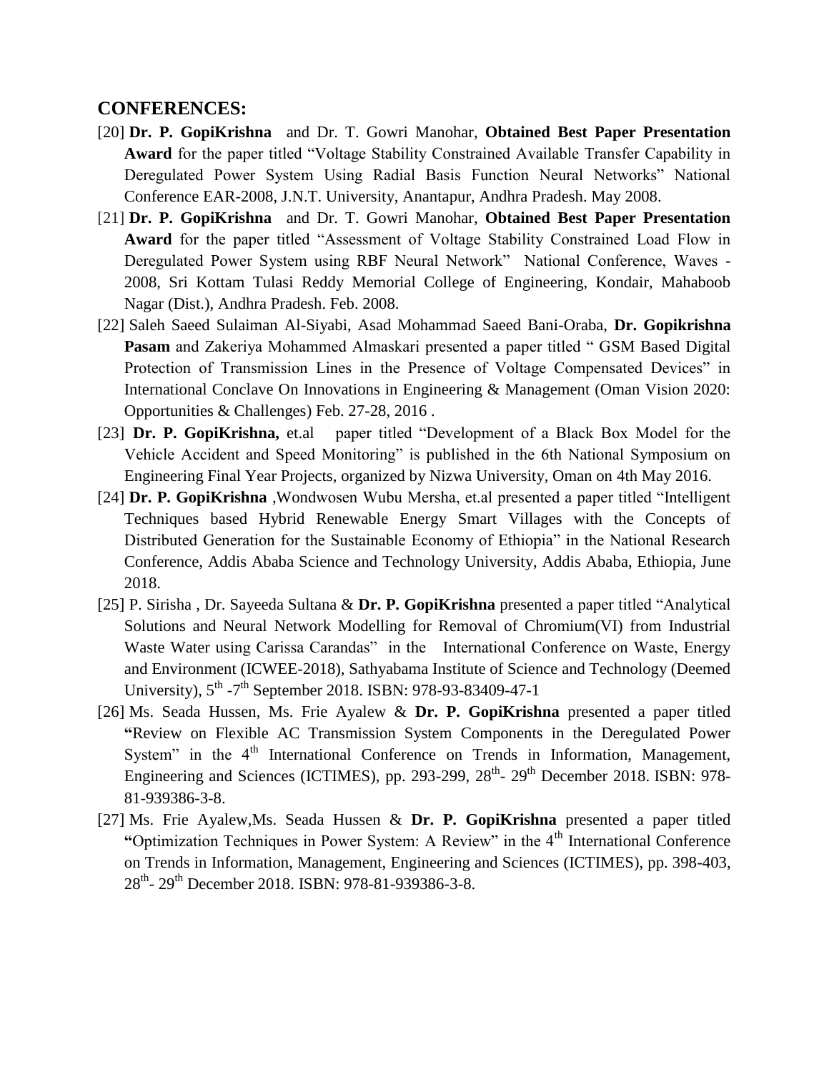## CONFERENCES:

[20] **Dr. P. GopiKrishna** and Dr. T. Gowri Manohar, **Obtained Best Paper Presentation Award** for the paper titled "Voltage Stability Constrained Available Transfer Capability in Deregulated Power System Using Radial Basis Function Neural Networks" National Conference EAR-2008, J.N.T. University, Anantapur, Andhra Pradesh. May 2008.

[21] **Dr. P. GopiKrishna** and Dr. T. Gowri Manohar, **Obtained Best Paper Presentation Award** for the paper titled "Assessment of Voltage Stability Constrained Load Flow in Deregulated Power System using RBF Neural Network" National Conference, Waves - 2008, Sri Kottam Tulasi Reddy Memorial College of Engineering, Kondair, Mahaboob Nagar (Dist.), Andhra Pradesh. Feb. 2008.

[22] Saleh Saeed Sulaiman Al-Siyabi, Asad Mohammad Saeed Bani-Oraba, **Dr. Gopikrishna Pasam** and Zakeriya Mohammed Almaskari presented a paper titled " GSM Based Digital Protection of Transmission Lines in the Presence of Voltage Compensated Devices" in International Conclave On Innovations in Engineering & Management (Oman Vision 2020: Opportunities & Challenges) Feb. 27-28, 2016 .

[23] **Dr. P. GopiKrishna,** et.al paper titled "Development of a Black Box Model for the Vehicle Accident and Speed Monitoring" is published in the 6th National Symposium on Engineering Final Year Projects, organized by Nizwa University, Oman on 4th May 2016.

[24] **Dr. P. GopiKrishna** ,Wondwosen Wubu Mersha, et.al presented a paper titled "Intelligent Techniques based Hybrid Renewable Energy Smart Villages with the Concepts of Distributed Generation for the Sustainable Economy of Ethiopia" in the National Research Conference, Addis Ababa Science and Technology University, Addis Ababa, Ethiopia, June 2018.

[25] P. Sirisha , Dr. Sayeeda Sultana & **Dr. P. GopiKrishna** presented a paper titled "Analytical Solutions and Neural Network Modelling for Removal of Chromium(VI) from Industrial Waste Water using Carissa Carandas" in the International Conference on Waste, Energy and Environment (ICWEE-2018), Sathyabama Institute of Science and Technology (Deemed University), 5th -7th September 2018. ISBN: 978-93-83409-47-1

[26] Ms. Seada Hussen, Ms. Frie Ayalew & **Dr. P. GopiKrishna** presented a paper titled **"**Review on Flexible AC Transmission System Components in the Deregulated Power System" in the 4th International Conference on Trends in Information, Management, Engineering and Sciences (ICTIMES), pp. 293-299, 28th- 29th December 2018. ISBN: 978-81-939386-3-8.

[27] Ms. Frie Ayalew,Ms. Seada Hussen & **Dr. P. GopiKrishna** presented a paper titled **"**Optimization Techniques in Power System: A Review" in the 4th International Conference on Trends in Information, Management, Engineering and Sciences (ICTIMES), pp. 398-403, 28th- 29th December 2018. ISBN: 978-81-939386-3-8.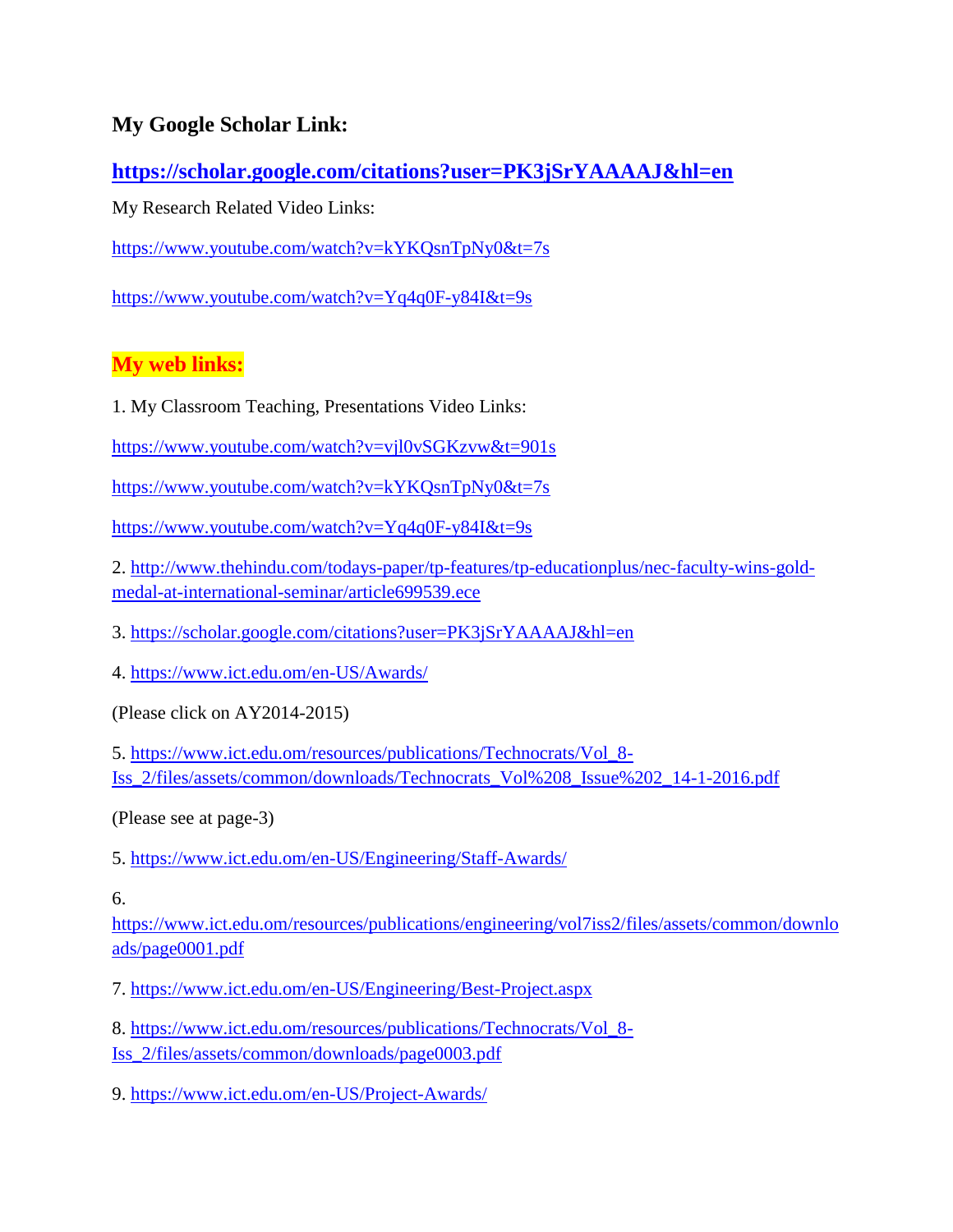### My Google Scholar Link:

### [https://scholar.google.com/citations?user=PK3jSrYAAAAJ&hl=en](https://scholar.google.com/citations?user=PK3jSrYAAAAJ&hl=en)

My Research Related Video Links:

https://www.youtube.com/watch?v=kYKQsnTpNy0&t=7s

https://www.youtube.com/watch?v=Yq4q0F-y84I&t=9s

## My web links:

1. My Classroom Teaching, Presentations Video Links:

https://www.youtube.com/watch?v=vjl0vSGKzvw&t=901s

https://www.youtube.com/watch?v=kYKQsnTpNy0&t=7s

https://www.youtube.com/watch?v=Yq4q0F-y84I&t=9s

2. http://www.thehindu.com/todays-paper/tp-features/tp-educationplus/nec-faculty-wins-gold-medal-at-international-seminar/article699539.ece

3. https://scholar.google.com/citations?user=PK3jSrYAAAAJ&hl=en

4. https://www.ict.edu.om/en-US/Awards/

(Please click on AY2014-2015)

5. https://www.ict.edu.om/resources/publications/Technocrats/Vol_8-Iss_2/files/assets/common/downloads/Technocrats_Vol%208_Issue%202_14-1-2016.pdf

(Please see at page-3)

5. https://www.ict.edu.om/en-US/Engineering/Staff-Awards/

6. https://www.ict.edu.om/resources/publications/engineering/vol7iss2/files/assets/common/downloads/page0001.pdf

7. https://www.ict.edu.om/en-US/Engineering/Best-Project.aspx

8. https://www.ict.edu.om/resources/publications/Technocrats/Vol_8-Iss_2/files/assets/common/downloads/page0003.pdf

9. https://www.ict.edu.om/en-US/Project-Awards/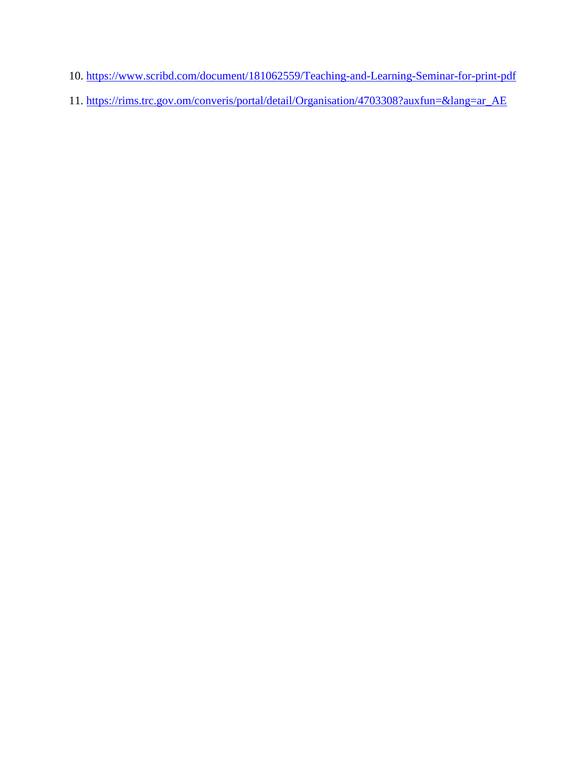10. https://www.scribd.com/document/181062559/Teaching-and-Learning-Seminar-for-print-pdf
11. https://rims.trc.gov.om/converis/portal/detail/Organisation/4703308?auxfun=&lang=ar_AE